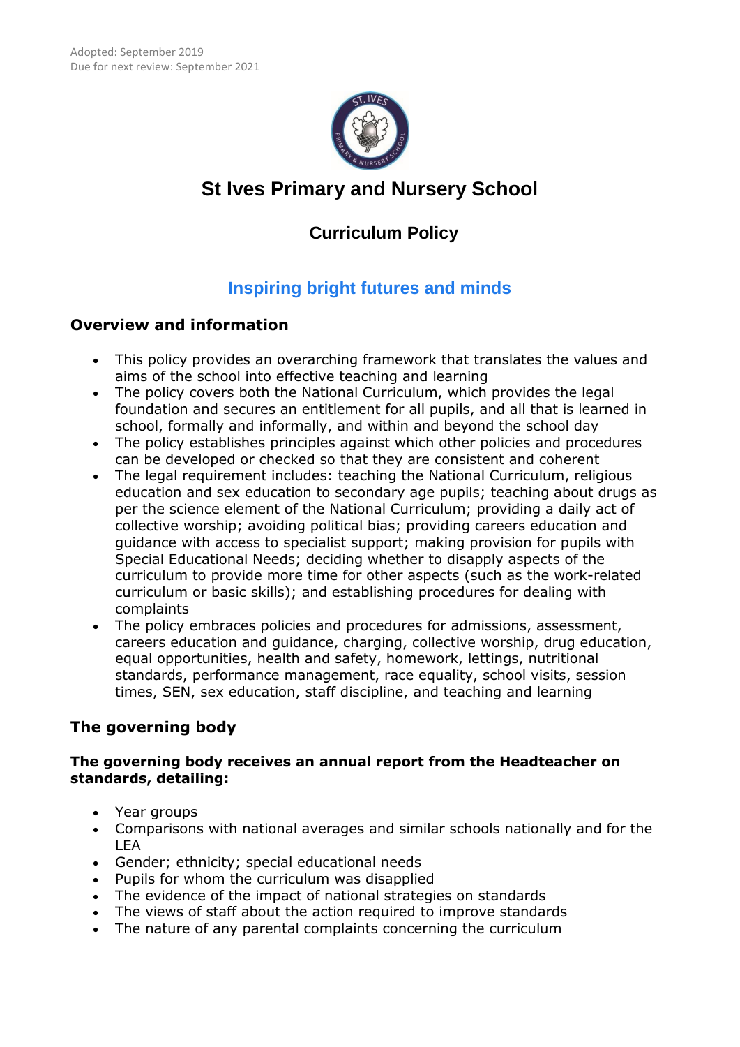Adopted: September 2019
Due for next review: September 2021

# St Ives Primary and Nursery School

## Curriculum Policy

### Inspiring bright futures and minds

## Overview and information

- This policy provides an overarching framework that translates the values and aims of the school into effective teaching and learning
- The policy covers both the National Curriculum, which provides the legal foundation and secures an entitlement for all pupils, and all that is learned in school, formally and informally, and within and beyond the school day
- The policy establishes principles against which other policies and procedures can be developed or checked so that they are consistent and coherent
- The legal requirement includes: teaching the National Curriculum, religious education and sex education to secondary age pupils; teaching about drugs as per the science element of the National Curriculum; providing a daily act of collective worship; avoiding political bias; providing careers education and guidance with access to specialist support; making provision for pupils with Special Educational Needs; deciding whether to disapply aspects of the curriculum to provide more time for other aspects (such as the work-related curriculum or basic skills); and establishing procedures for dealing with complaints
- The policy embraces policies and procedures for admissions, assessment, careers education and guidance, charging, collective worship, drug education, equal opportunities, health and safety, homework, lettings, nutritional standards, performance management, race equality, school visits, session times, SEN, sex education, staff discipline, and teaching and learning

## The governing body

**The governing body receives an annual report from the Headteacher on standards, detailing:**

- Year groups
- Comparisons with national averages and similar schools nationally and for the LEA
- Gender; ethnicity; special educational needs
- Pupils for whom the curriculum was disapplied
- The evidence of the impact of national strategies on standards
- The views of staff about the action required to improve standards
- The nature of any parental complaints concerning the curriculum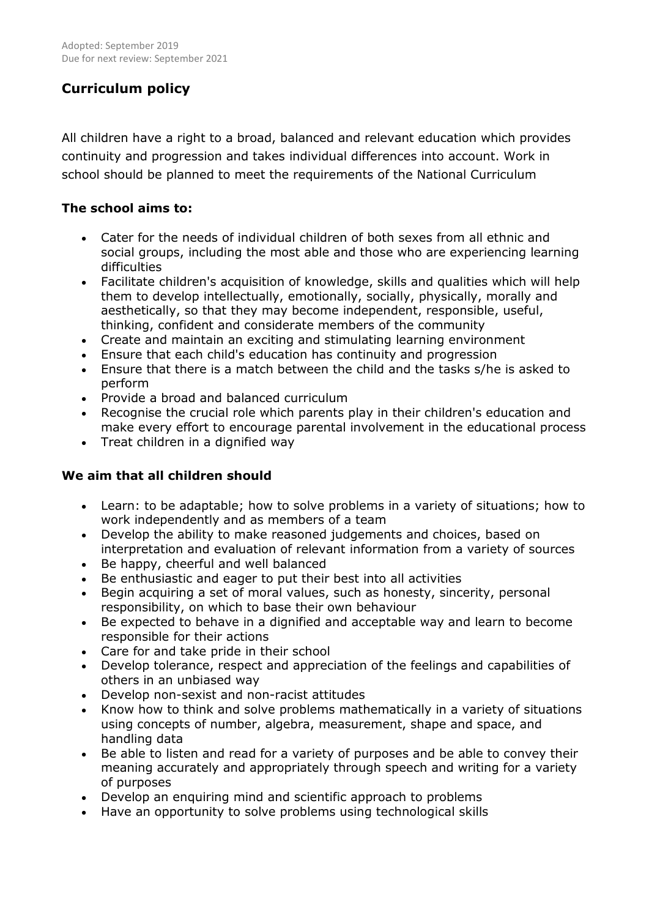Adopted: September 2019
Due for next review: September 2021

## Curriculum policy

All children have a right to a broad, balanced and relevant education which provides continuity and progression and takes individual differences into account. Work in school should be planned to meet the requirements of the National Curriculum

### The school aims to:

- Cater for the needs of individual children of both sexes from all ethnic and social groups, including the most able and those who are experiencing learning difficulties
- Facilitate children's acquisition of knowledge, skills and qualities which will help them to develop intellectually, emotionally, socially, physically, morally and aesthetically, so that they may become independent, responsible, useful, thinking, confident and considerate members of the community
- Create and maintain an exciting and stimulating learning environment
- Ensure that each child's education has continuity and progression
- Ensure that there is a match between the child and the tasks s/he is asked to perform
- Provide a broad and balanced curriculum
- Recognise the crucial role which parents play in their children's education and make every effort to encourage parental involvement in the educational process
- Treat children in a dignified way

### We aim that all children should

- Learn: to be adaptable; how to solve problems in a variety of situations; how to work independently and as members of a team
- Develop the ability to make reasoned judgements and choices, based on interpretation and evaluation of relevant information from a variety of sources
- Be happy, cheerful and well balanced
- Be enthusiastic and eager to put their best into all activities
- Begin acquiring a set of moral values, such as honesty, sincerity, personal responsibility, on which to base their own behaviour
- Be expected to behave in a dignified and acceptable way and learn to become responsible for their actions
- Care for and take pride in their school
- Develop tolerance, respect and appreciation of the feelings and capabilities of others in an unbiased way
- Develop non-sexist and non-racist attitudes
- Know how to think and solve problems mathematically in a variety of situations using concepts of number, algebra, measurement, shape and space, and handling data
- Be able to listen and read for a variety of purposes and be able to convey their meaning accurately and appropriately through speech and writing for a variety of purposes
- Develop an enquiring mind and scientific approach to problems
- Have an opportunity to solve problems using technological skills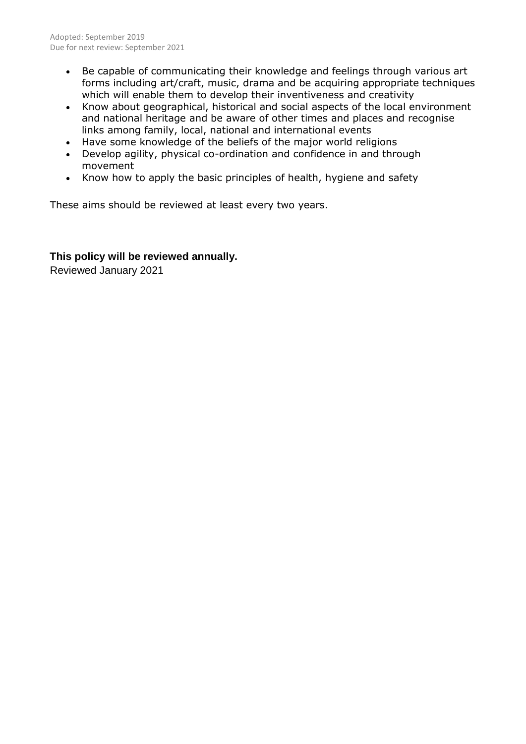- Be capable of communicating their knowledge and feelings through various art forms including art/craft, music, drama and be acquiring appropriate techniques which will enable them to develop their inventiveness and creativity
- Know about geographical, historical and social aspects of the local environment and national heritage and be aware of other times and places and recognise links among family, local, national and international events
- Have some knowledge of the beliefs of the major world religions
- Develop agility, physical co-ordination and confidence in and through movement
- Know how to apply the basic principles of health, hygiene and safety

These aims should be reviewed at least every two years.

**This policy will be reviewed annually.**

Reviewed January 2021